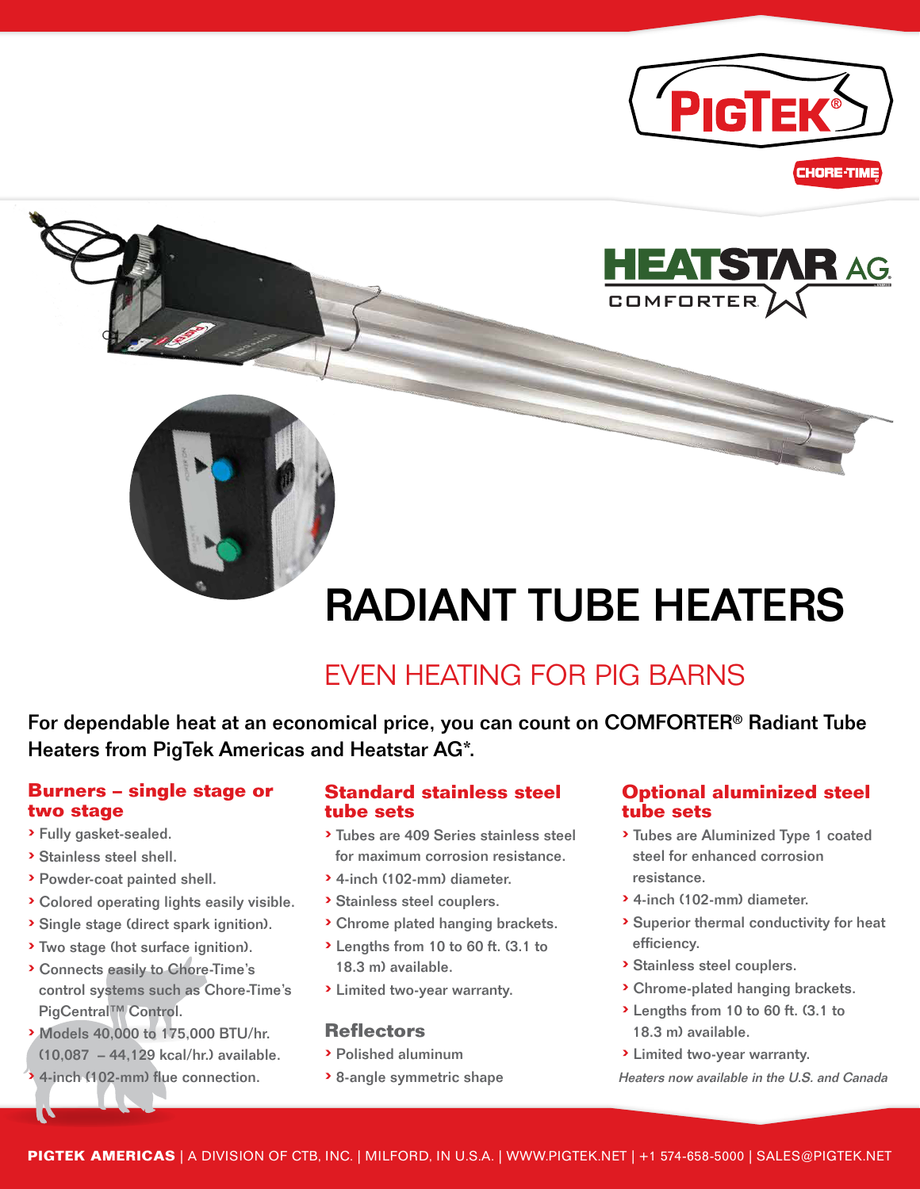# RADIANT TUBE HEATERS

## EVEN HEATING FOR PIG BARNS

**For dependable heat at an economical price, you can count on COMFORTER® Radiant Tube Heaters from PigTek Americas and Heatstar AG\*.**

### Burners – single stage or two stage

- Fully gasket-sealed.
- Stainless steel shell.
- Powder-coat painted shell.
- Colored operating lights easily visible.
- Single stage (direct spark ignition).
- Two stage (hot surface ignition).
- Connects easily to Chore-Time's control systems such as Chore-Time's PigCentral™ Control.
- Models 40,000 to 175,000 BTU/hr. (10,087 – 44,129 kcal/hr.) available.
- 4-inch (102-mm) flue connection.

### Standard stainless steel tube sets

- Tubes are 409 Series stainless steel for maximum corrosion resistance.
- 4-inch (102-mm) diameter.
- Stainless steel couplers.
- Chrome plated hanging brackets.
- Lengths from 10 to 60 ft. (3.1 to 18.3 m) available.
- Limited two-year warranty.

### Reflectors

- Polished aluminum
- 8-angle symmetric shape

### Optional aluminized steel tube sets

- Tubes are Aluminized Type 1 coated steel for enhanced corrosion resistance.
- 4-inch (102-mm) diameter.
- Superior thermal conductivity for heat efficiency.
- Stainless steel couplers.
- Chrome-plated hanging brackets.
- Lengths from 10 to 60 ft. (3.1 to 18.3 m) available.
- Limited two-year warranty.

*Heaters now available in the U.S. and Canada*

**PIGTEK AMERICAS** | A DIVISION OF CTB, INC. | MILFORD, IN U.S.A. | WWW.PIGTEK.NET | +1 574-658-5000 | SALES@PIGTEK.NET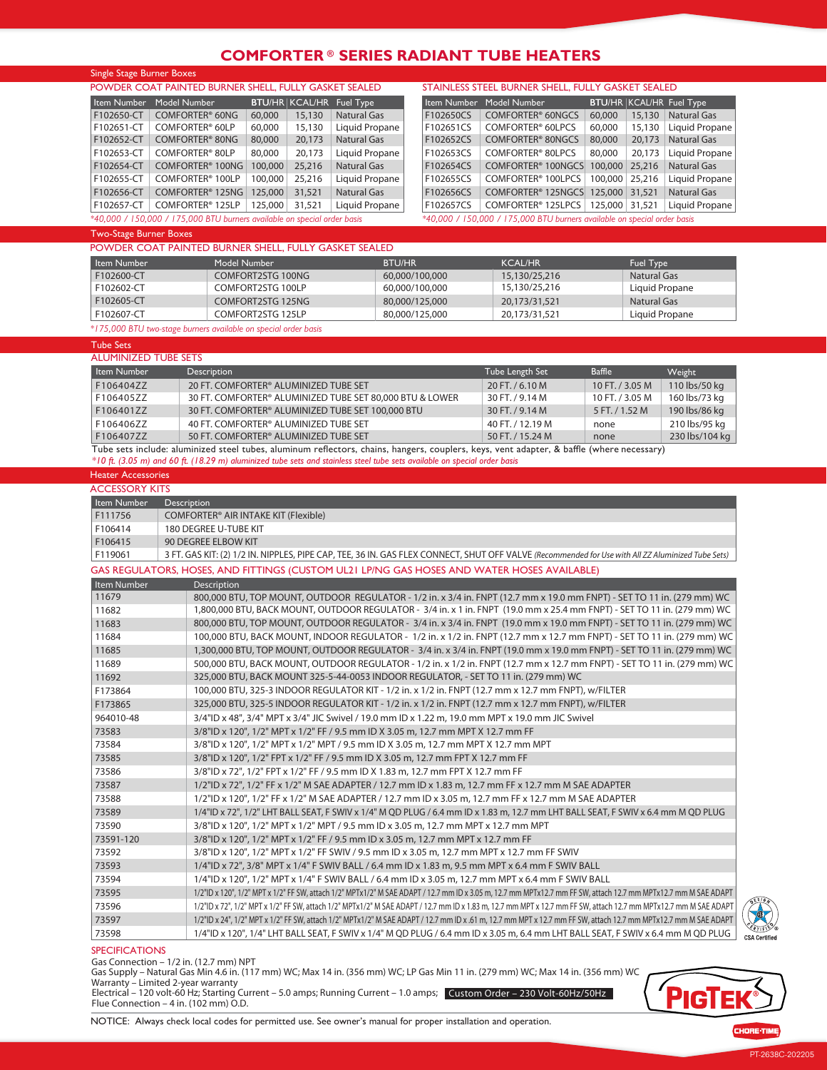# COMFORTER® SERIES RADIANT TUBE HEATERS

## Single Stage Burner Boxes

### POWDER COAT PAINTED BURNER SHELL, FULLY GASKET SEALED

| Item Number | Model Number | BTU/HR | KCAL/HR | Fuel Type |
|---|---|---|---|---|
| F102650-CT | COMFORTER® 60NG | 60,000 | 15,130 | Natural Gas |
| F102651-CT | COMFORTER® 60LP | 60,000 | 15,130 | Liquid Propane |
| F102652-CT | COMFORTER® 80NG | 80,000 | 20,173 | Natural Gas |
| F102653-CT | COMFORTER® 80LP | 80,000 | 20,173 | Liquid Propane |
| F102654-CT | COMFORTER® 100NG | 100,000 | 25,216 | Natural Gas |
| F102655-CT | COMFORTER® 100LP | 100,000 | 25,216 | Liquid Propane |
| F102656-CT | COMFORTER® 125NG | 125,000 | 31,521 | Natural Gas |
| F102657-CT | COMFORTER® 125LP | 125,000 | 31,521 | Liquid Propane |

*\*40,000 / 150,000 / 175,000 BTU burners available on special order basis*

### STAINLESS STEEL BURNER SHELL, FULLY GASKET SEALED

| Item Number | Model Number | BTU/HR | KCAL/HR | Fuel Type |
|---|---|---|---|---|
| F102650CS | COMFORTER® 60NGCS | 60,000 | 15,130 | Natural Gas |
| F102651CS | COMFORTER® 60LPCS | 60,000 | 15,130 | Liquid Propane |
| F102652CS | COMFORTER® 80NGCS | 80,000 | 20,173 | Natural Gas |
| F102653CS | COMFORTER® 80LPCS | 80,000 | 20,173 | Liquid Propane |
| F102654CS | COMFORTER® 100NGCS | 100,000 | 25,216 | Natural Gas |
| F102655CS | COMFORTER® 100LPCS | 100,000 | 25,216 | Liquid Propane |
| F102656CS | COMFORTER® 125NGCS | 125,000 | 31,521 | Natural Gas |
| F102657CS | COMFORTER® 125LPCS | 125,000 | 31,521 | Liquid Propane |

*\*40,000 / 150,000 / 175,000 BTU burners available on special order basis*

## Two-Stage Burner Boxes

### POWDER COAT PAINTED BURNER SHELL, FULLY GASKET SEALED

| Item Number | Model Number | BTU/HR | KCAL/HR | Fuel Type |
|---|---|---|---|---|
| F102600-CT | COMFORT2STG 100NG | 60,000/100,000 | 15,130/25,216 | Natural Gas |
| F102602-CT | COMFORT2STG 100LP | 60,000/100,000 | 15,130/25,216 | Liquid Propane |
| F102605-CT | COMFORT2STG 125NG | 80,000/125,000 | 20,173/31,521 | Natural Gas |
| F102607-CT | COMFORT2STG 125LP | 80,000/125,000 | 20,173/31,521 | Liquid Propane |

*\*175,000 BTU two-stage burners available on special order basis*

## Tube Sets

### ALUMINIZED TUBE SETS

| Item Number | Description | Tube Length Set | Baffle | Weight |
|---|---|---|---|---|
| F106404ZZ | 20 FT. COMFORTER® ALUMINIZED TUBE SET | 20 FT. / 6.10 M | 10 FT. / 3.05 M | 110 lbs/50 kg |
| F106405ZZ | 30 FT. COMFORTER® ALUMINIZED TUBE SET 80,000 BTU & LOWER | 30 FT. / 9.14 M | 10 FT. / 3.05 M | 160 lbs/73 kg |
| F106401ZZ | 30 FT. COMFORTER® ALUMINIZED TUBE SET 100,000 BTU | 30 FT. / 9.14 M | 5 FT. / 1.52 M | 190 lbs/86 kg |
| F106406ZZ | 40 FT. COMFORTER® ALUMINIZED TUBE SET | 40 FT. / 12.19 M | none | 210 lbs/95 kg |
| F106407ZZ | 50 FT. COMFORTER® ALUMINIZED TUBE SET | 50 FT. / 15.24 M | none | 230 lbs/104 kg |

Tube sets include: aluminized steel tubes, aluminum reflectors, chains, hangers, couplers, keys, vent adapter, & baffle (where necessary)

*\*10 ft. (3.05 m) and 60 ft. (18.29 m) aluminized tube sets and stainless steel tube sets available on special order basis*

## Heater Accessories

### ACCESSORY KITS

| Item Number | Description |
|---|---|
| F111756 | COMFORTER® AIR INTAKE KIT (Flexible) |
| F106414 | 180 DEGREE U-TUBE KIT |
| F106415 | 90 DEGREE ELBOW KIT |
| F119061 | 3 FT. GAS KIT: (2) 1/2 IN. NIPPLES, PIPE CAP, TEE, 36 IN. GAS FLEX CONNECT, SHUT OFF VALVE *(Recommended for Use with All ZZ Aluminized Tube Sets)* |

### GAS REGULATORS, HOSES, AND FITTINGS (CUSTOM UL21 LP/NG GAS HOSES AND WATER HOSES AVAILABLE)

| Item Number | Description |
|---|---|
| 11679 | 800,000 BTU, TOP MOUNT, OUTDOOR REGULATOR - 1/2 in. x 3/4 in. FNPT (12.7 mm x 19.0 mm FNPT) - SET TO 11 in. (279 mm) WC |
| 11682 | 1,800,000 BTU, BACK MOUNT, OUTDOOR REGULATOR - 3/4 in. x 1 in. FNPT (19.0 mm x 25.4 mm FNPT) - SET TO 11 in. (279 mm) WC |
| 11683 | 800,000 BTU, TOP MOUNT, OUTDOOR REGULATOR - 3/4 in. x 3/4 in. FNPT (19.0 mm x 19.0 mm FNPT) - SET TO 11 in. (279 mm) WC |
| 11684 | 100,000 BTU, BACK MOUNT, INDOOR REGULATOR - 1/2 in. x 1/2 in. FNPT (12.7 mm x 12.7 mm FNPT) - SET TO 11 in. (279 mm) WC |
| 11685 | 1,300,000 BTU, TOP MOUNT, OUTDOOR REGULATOR - 3/4 in. x 3/4 in. FNPT (19.0 mm x 19.0 mm FNPT) - SET TO 11 in. (279 mm) WC |
| 11689 | 500,000 BTU, BACK MOUNT, OUTDOOR REGULATOR - 1/2 in. x 1/2 in. FNPT (12.7 mm x 12.7 mm FNPT) - SET TO 11 in. (279 mm) WC |
| 11692 | 325,000 BTU, BACK MOUNT 325-5-44-0053 INDOOR REGULATOR, - SET TO 11 in. (279 mm) WC |
| F173864 | 100,000 BTU, 325-3 INDOOR REGULATOR KIT - 1/2 in. x 1/2 in. FNPT (12.7 mm x 12.7 mm FNPT), w/FILTER |
| F173865 | 325,000 BTU, 325-5 INDOOR REGULATOR KIT - 1/2 in. x 1/2 in. FNPT (12.7 mm x 12.7 mm FNPT), w/FILTER |
| 964010-48 | 3/4"ID x 48", 3/4" MPT x 3/4" JIC Swivel / 19.0 mm ID x 1.22 m, 19.0 mm MPT x 19.0 mm JIC Swivel |
| 73583 | 3/8"ID x 120", 1/2" MPT x 1/2" FF / 9.5 mm ID X 3.05 m, 12.7 mm MPT X 12.7 mm FF |
| 73584 | 3/8"ID x 120", 1/2" MPT x 1/2" MPT / 9.5 mm ID X 3.05 m, 12.7 mm MPT X 12.7 mm MPT |
| 73585 | 3/8"ID x 120", 1/2" FPT x 1/2" FF / 9.5 mm ID X 3.05 m, 12.7 mm FPT X 12.7 mm FF |
| 73586 | 3/8"ID x 72", 1/2" FPT x 1/2" FF / 9.5 mm ID x 1.83 m, 12.7 mm FPT X 12.7 mm FF |
| 73587 | 1/2"ID x 72", 1/2" FF x 1/2" M SAE ADAPTER / 12.7 mm ID x 1.83 m, 12.7 mm FF x 12.7 mm M SAE ADAPTER |
| 73588 | 1/2"ID x 120", 1/2" FF x 1/2" M SAE ADAPTER / 12.7 mm ID x 3.05 m, 12.7 mm FF x 12.7 mm M SAE ADAPTER |
| 73589 | 1/4"ID x 72", 1/2" LHT BALL SEAT, F SWIV x 1/4" M QD PLUG / 6.4 mm ID x 1.83 m, 12.7 mm LHT BALL SEAT, F SWIV x 6.4 mm M QD PLUG |
| 73590 | 3/8"ID x 120", 1/2" MPT x 1/2" MPT / 9.5 mm ID x 3.05 m, 12.7 mm MPT x 12.7 mm MPT |
| 73591-120 | 3/8"ID x 120", 1/2" MPT x 1/2" FF / 9.5 mm ID x 3.05 m, 12.7 mm MPT x 12.7 mm FF |
| 73592 | 3/8"ID x 120", 1/2" MPT x 1/2" FF SWIV / 9.5 mm ID x 3.05 m, 12.7 mm MPT x 12.7 mm FF SWIV |
| 73593 | 1/4"ID x 72", 3/8" MPT x 1/4" F SWIV BALL / 6.4 mm ID x 1.83 m, 9.5 mm MPT x 6.4 mm F SWIV BALL |
| 73594 | 1/4"ID x 120", 1/2" MPT x 1/4" F SWIV BALL / 6.4 mm ID x 3.05 m, 12.7 mm MPT x 6.4 mm F SWIV BALL |
| 73595 | 1/2"ID x 120", 1/2" MPT x 1/2" FF SW, attach 1/2" MPTx1/2" M SAE ADAPT / 12.7 mm ID x 3.05 m, 12.7 mm MPTx12.7 mm FF SW, attach 12.7 mm MPTx12.7 mm M SAE ADAPT |
| 73596 | 1/2"ID x 72", 1/2" MPT x 1/2" FF SW, attach 1/2" MPTx1/2" M SAE ADAPT / 12.7 mm ID x 1.83 m, 12.7 mm MPT x 12.7 mm FF SW, attach 12.7 mm MPTx12.7 mm M SAE ADAPT |
| 73597 | 1/2"ID x 24", 1/2" MPT x 1/2" FF SW, attach 1/2" MPTx1/2" M SAE ADAPT / 12.7 mm ID x .61 m, 12.7 mm MPT x 12.7 mm FF SW, attach 12.7 mm MPTx12.7 mm M SAE ADAPT |
| 73598 | 1/4"ID x 120", 1/4" LHT BALL SEAT, F SWIV x 1/4" M QD PLUG / 6.4 mm ID x 3.05 m, 6.4 mm LHT BALL SEAT, F SWIV x 6.4 mm M QD PLUG |

CSA Certified

### SPECIFICATIONS

Gas Connection – 1/2 in. (12.7 mm) NPT
Gas Supply – Natural Gas Min 4.6 in. (117 mm) WC; Max 14 in. (356 mm) WC; LP Gas Min 11 in. (279 mm) WC; Max 14 in. (356 mm) WC
Warranty – Limited 2-year warranty
Electrical – 120 volt-60 Hz; Starting Current – 5.0 amps; Running Current – 1.0 amps; **Custom Order – 230 Volt-60Hz/50Hz**
Flue Connection – 4 in. (102 mm) O.D.

NOTICE: Always check local codes for permitted use. See owner's manual for proper installation and operation.

PIGTEK

CHORE-TIME

PT-2638C-202205